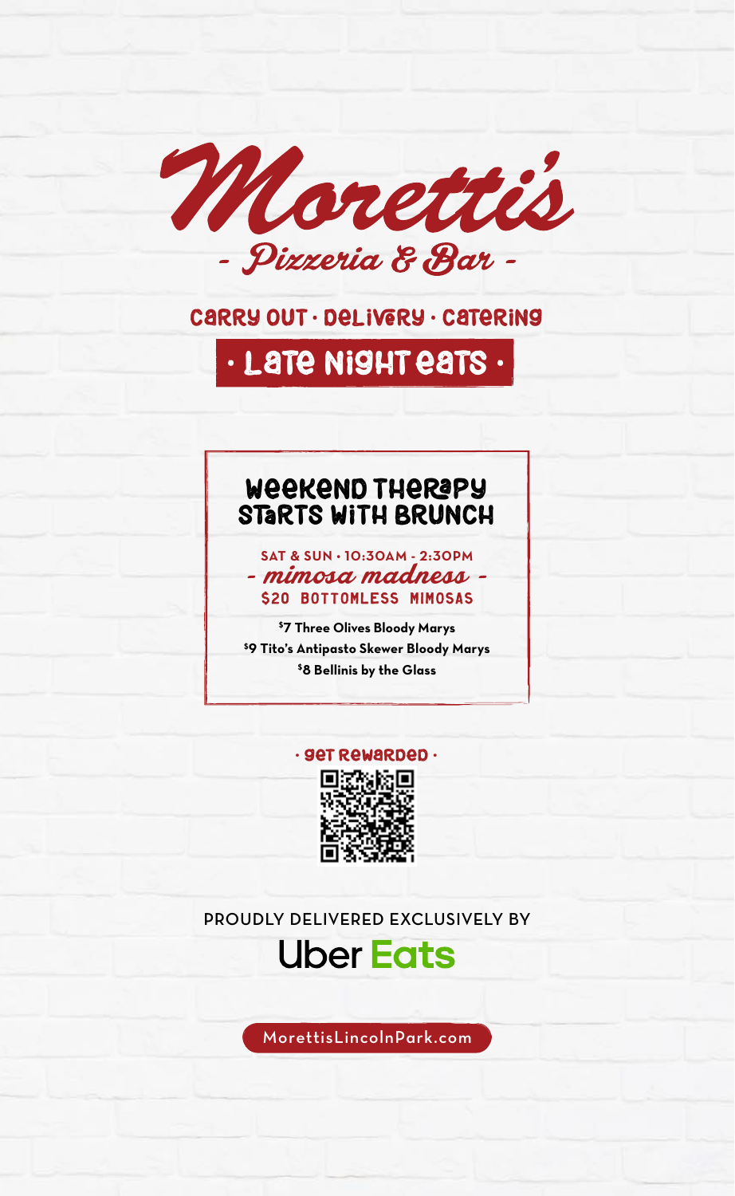# Moretti's

## - Pizzeria & Bar -

CARRY OUT · DELIVERY · CATERING

**· LATE NIGHT EATS ·**

## WEEKEND THERAPY STARTS WITH BRUNCH

**SAT & SUN · 10:30AM - 2:30PM**

*- mimosa madness -*

**$20 BOTTOMLESS MIMOSAS**

**$7 Three Olives Bloody Marys**
**$9 Tito's Antipasto Skewer Bloody Marys**
**$8 Bellinis by the Glass**

· GET REWARDED ·

PROUDLY DELIVERED EXCLUSIVELY BY

**Uber Eats**

MorettisLincolnPark.com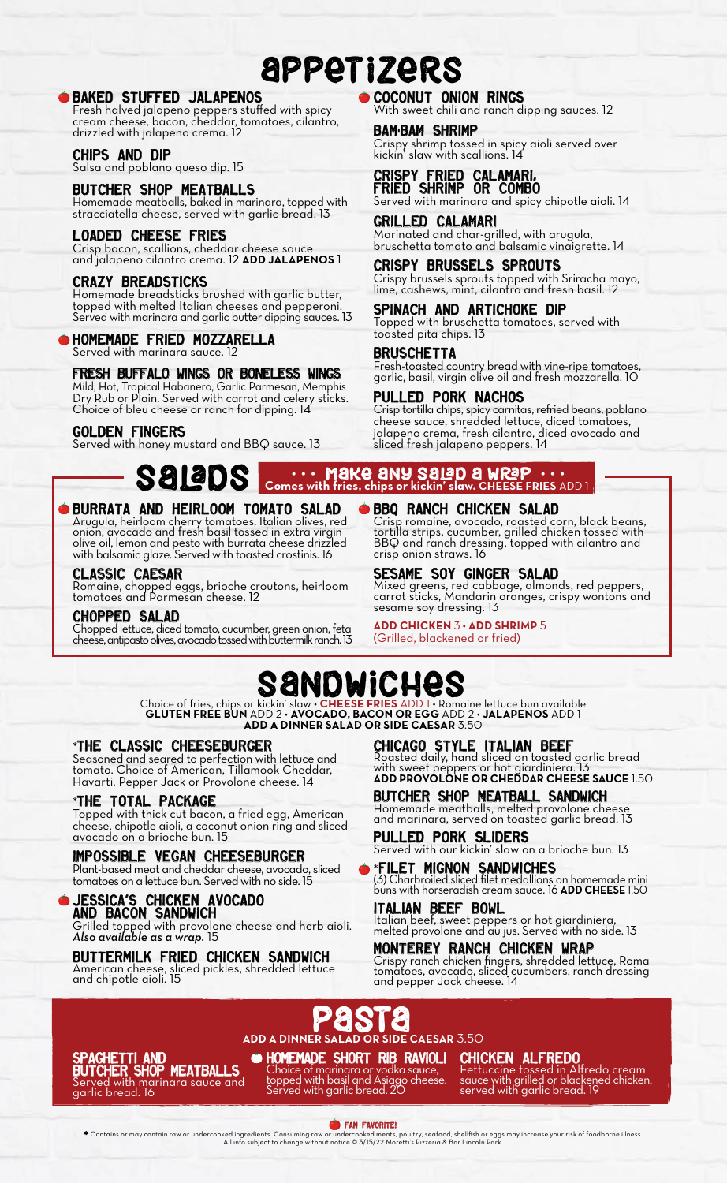# APPETIZERS

### BAKED STUFFED JALAPENOS
Fresh halved jalapeno peppers stuffed with spicy cream cheese, bacon, cheddar, tomatoes, cilantro, drizzled with jalapeno crema. 12

### CHIPS AND DIP
Salsa and poblano queso dip. 15

### BUTCHER SHOP MEATBALLS
Homemade meatballs, baked in marinara, topped with stracciatella cheese, served with garlic bread. 13

### LOADED CHEESE FRIES
Crisp bacon, scallions, cheddar cheese sauce and jalapeno cilantro crema. 12 **ADD JALAPENOS** 1

### CRAZY BREADSTICKS
Homemade breadsticks brushed with garlic butter, topped with melted Italian cheeses and pepperoni. Served with marinara and garlic butter dipping sauces. 13

### HOMEMADE FRIED MOZZARELLA
Served with marinara sauce. 12

### FRESH BUFFALO WINGS OR BONELESS WINGS
Mild, Hot, Tropical Habanero, Garlic Parmesan, Memphis Dry Rub or Plain. Served with carrot and celery sticks. Choice of bleu cheese or ranch for dipping. 14

### GOLDEN FINGERS
Served with honey mustard and BBQ sauce. 13

### COCONUT ONION RINGS
With sweet chili and ranch dipping sauces. 12

### BAM·BAM SHRIMP
Crispy shrimp tossed in spicy aioli served over kickin' slaw with scallions. 14

### CRISPY FRIED CALAMARI, FRIED SHRIMP OR COMBO
Served with marinara and spicy chipotle aioli. 14

### GRILLED CALAMARI
Marinated and char-grilled, with arugula, bruschetta tomato and balsamic vinaigrette. 14

### CRISPY BRUSSELS SPROUTS
Crispy brussels sprouts topped with Sriracha mayo, lime, cashews, mint, cilantro and fresh basil. 12

### SPINACH AND ARTICHOKE DIP
Topped with bruschetta tomatoes, served with toasted pita chips. 13

### BRUSCHETTA
Fresh-toasted country bread with vine-ripe tomatoes, garlic, basil, virgin olive oil and fresh mozzarella. 10

### PULLED PORK NACHOS
Crisp tortilla chips, spicy carnitas, refried beans, poblano cheese sauce, shredded lettuce, diced tomatoes, jalapeno crema, fresh cilantro, diced avocado and sliced fresh jalapeno peppers. 14

# SALADS

**··· MAKE ANY SALAD A WRAP ···**
**Comes with fries, chips or kickin' slaw. CHEESE FRIES** ADD 1

### BURRATA AND HEIRLOOM TOMATO SALAD
Arugula, heirloom cherry tomatoes, Italian olives, red onion, avocado and fresh basil tossed in extra virgin olive oil, lemon and pesto with burrata cheese drizzled with balsamic glaze. Served with toasted crostinis. 16

### CLASSIC CAESAR
Romaine, chopped eggs, brioche croutons, heirloom tomatoes and Parmesan cheese. 12

### CHOPPED SALAD
Chopped lettuce, diced tomato, cucumber, green onion, feta cheese, antipasto olives, avocado tossed with buttermilk ranch. 13

### BBQ RANCH CHICKEN SALAD
Crisp romaine, avocado, roasted corn, black beans, tortilla strips, cucumber, grilled chicken tossed with BBQ and ranch dressing, topped with cilantro and crisp onion straws. 16

### SESAME SOY GINGER SALAD
Mixed greens, red cabbage, almonds, red peppers, carrot sticks, Mandarin oranges, crispy wontons and sesame soy dressing. 13

**ADD CHICKEN** 3 • **ADD SHRIMP** 5
(Grilled, blackened or fried)

# SANDWICHES

Choice of fries, chips or kickin' slaw • **CHEESE FRIES** ADD 1 • Romaine lettuce bun available
**GLUTEN FREE BUN** ADD 2 • **AVOCADO, BACON OR EGG** ADD 2 • **JALAPENOS** ADD 1
**ADD A DINNER SALAD OR SIDE CAESAR** 3.50

### *THE CLASSIC CHEESEBURGER
Seasoned and seared to perfection with lettuce and tomato. Choice of American, Tillamook Cheddar, Havarti, Pepper Jack or Provolone cheese. 14

### *THE TOTAL PACKAGE
Topped with thick cut bacon, a fried egg, American cheese, chipotle aioli, a coconut onion ring and sliced avocado on a brioche bun. 15

### IMPOSSIBLE VEGAN CHEESEBURGER
Plant-based meat and cheddar cheese, avocado, sliced tomatoes on a lettuce bun. Served with no side. 15

### JESSICA'S CHICKEN AVOCADO AND BACON SANDWICH
Grilled topped with provolone cheese and herb aioli. ***Also available as a wrap.*** 15

### BUTTERMILK FRIED CHICKEN SANDWICH
American cheese, sliced pickles, shredded lettuce and chipotle aioli. 15

### CHICAGO STYLE ITALIAN BEEF
Roasted daily, hand sliced on toasted garlic bread with sweet peppers or hot giardiniera. 13
**ADD PROVOLONE OR CHEDDAR CHEESE SAUCE** 1.50

### BUTCHER SHOP MEATBALL SANDWICH
Homemade meatballs, melted provolone cheese and marinara, served on toasted garlic bread. 13

### PULLED PORK SLIDERS
Served with our kickin' slaw on a brioche bun. 13

### *FILET MIGNON SANDWICHES
(3) Charbroiled sliced filet medallions on homemade mini buns with horseradish cream sauce. 16 **ADD CHEESE** 1.50

### ITALIAN BEEF BOWL
Italian beef, sweet peppers or hot giardiniera, melted provolone and au jus. Served with no side. 13

### MONTEREY RANCH CHICKEN WRAP
Crispy ranch chicken fingers, shredded lettuce, Roma tomatoes, avocado, sliced cucumbers, ranch dressing and pepper Jack cheese. 14

# PASTA

**ADD A DINNER SALAD OR SIDE CAESAR** 3.50

### SPAGHETTI AND BUTCHER SHOP MEATBALLS
Served with marinara sauce and garlic bread. 16

### HOMEMADE SHORT RIB RAVIOLI
Choice of marinara or vodka sauce, topped with basil and Asiago cheese. Served with garlic bread. 20

### CHICKEN ALFREDO
Fettuccine tossed in Alfredo cream sauce with grilled or blackened chicken, served with garlic bread. 19

**FAN FAVORITE!**

* Contains or may contain raw or undercooked ingredients. Consuming raw or undercooked meats, poultry, seafood, shellfish or eggs may increase your risk of foodborne illness. All info subject to change without notice © 3/15/22 Moretti's Pizzeria & Bar Lincoln Park.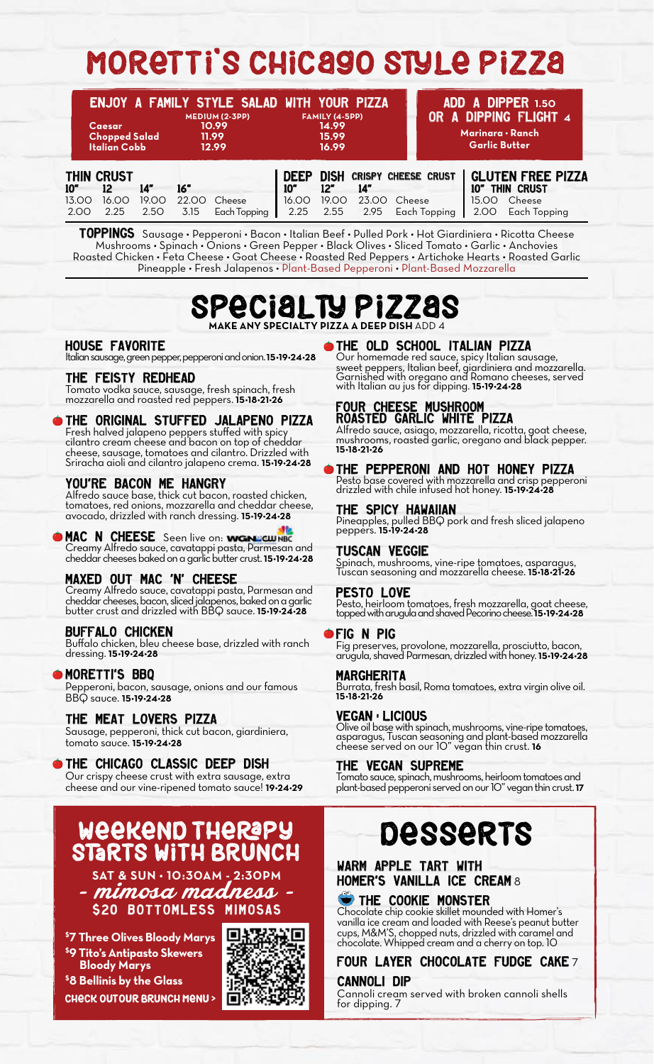# MORETTI'S CHICAGO STYLE PIZZA

## ENJOY A FAMILY STYLE SALAD WITH YOUR PIZZA

| | MEDIUM (2-3PP) | FAMILY (4-5PP) |
|---|---|---|
| Caesar | 10.99 | 14.99 |
| Chopped Salad | 11.99 | 15.99 |
| Italian Cobb | 12.99 | 16.99 |

## ADD A DIPPER 1.50 OR A DIPPING FLIGHT 4

Marinara • Ranch
Garlic Butter

## THIN CRUST

| 10" | 12" | 14" | 16" | |
|---|---|---|---|---|
| 13.00 | 16.00 | 19.00 | 22.00 | Cheese |
| 2.00 | 2.25 | 2.50 | 3.15 | Each Topping |

## DEEP DISH CRISPY CHEESE CRUST

| 10" | 12" | 14" | |
|---|---|---|---|
| 16.00 | 19.00 | 23.00 | Cheese |
| 2.25 | 2.55 | 2.95 | Each Topping |

## GLUTEN FREE PIZZA

10" THIN CRUST
15.00 Cheese
2.00 Each Topping

**TOPPINGS** Sausage • Pepperoni • Bacon • Italian Beef • Pulled Pork • Hot Giardiniera • Ricotta Cheese Mushrooms • Spinach • Onions • Green Pepper • Black Olives • Sliced Tomato • Garlic • Anchovies Roasted Chicken • Feta Cheese • Goat Cheese • Roasted Red Peppers • Artichoke Hearts • Roasted Garlic Pineapple • Fresh Jalapenos • Plant-Based Pepperoni • Plant-Based Mozzarella

# SPECIALTY PIZZAS

**MAKE ANY SPECIALTY PIZZA A DEEP DISH** ADD 4

### HOUSE FAVORITE
Italian sausage, green pepper, pepperoni and onion. **15•19•24•28**

### THE FEISTY REDHEAD
Tomato vodka sauce, sausage, fresh spinach, fresh mozzarella and roasted red peppers. **15•18•21•26**

### THE ORIGINAL STUFFED JALAPENO PIZZA
Fresh halved jalapeno peppers stuffed with spicy cilantro cream cheese and bacon on top of cheddar cheese, sausage, tomatoes and cilantro. Drizzled with Sriracha aioli and cilantro jalapeno crema. **15•19•24•28**

### YOU'RE BACON ME HANGRY
Alfredo sauce base, thick cut bacon, roasted chicken, tomatoes, red onions, mozzarella and cheddar cheese, avocado, drizzled with ranch dressing. **15•19•24•28**

### MAC N CHEESE
Seen live on: WGN CW NBC
Creamy Alfredo sauce, cavatappi pasta, Parmesan and cheddar cheeses baked on a garlic butter crust. **15•19•24•28**

### MAXED OUT MAC 'N' CHEESE
Creamy Alfredo sauce, cavatappi pasta, Parmesan and cheddar cheeses, bacon, sliced jalapenos, baked on a garlic butter crust and drizzled with BBQ sauce. **15•19•24•28**

### BUFFALO CHICKEN
Buffalo chicken, bleu cheese base, drizzled with ranch dressing. **15•19•24•28**

### MORETTI'S BBQ
Pepperoni, bacon, sausage, onions and our famous BBQ sauce. **15•19•24•28**

### THE MEAT LOVERS PIZZA
Sausage, pepperoni, thick cut bacon, giardiniera, tomato sauce. **15•19•24•28**

### THE CHICAGO CLASSIC DEEP DISH
Our crispy cheese crust with extra sausage, extra cheese and our vine-ripened tomato sauce! **19•24•29**

### THE OLD SCHOOL ITALIAN PIZZA
Our homemade red sauce, spicy Italian sausage, sweet peppers, Italian beef, giardiniera and mozzarella. Garnished with oregano and Romano cheeses, served with Italian au jus for dipping. **15•19•24•28**

### FOUR CHEESE MUSHROOM ROASTED GARLIC WHITE PIZZA
Alfredo sauce, asiago, mozzarella, ricotta, goat cheese, mushrooms, roasted garlic, oregano and black pepper. **15•18•21•26**

### THE PEPPERONI AND HOT HONEY PIZZA
Pesto base covered with mozzarella and crisp pepperoni drizzled with chile infused hot honey. **15•19•24•28**

### THE SPICY HAWAIIAN
Pineapples, pulled BBQ pork and fresh sliced jalapeno peppers. **15•19•24•28**

### TUSCAN VEGGIE
Spinach, mushrooms, vine-ripe tomatoes, asparagus, Tuscan seasoning and mozzarella cheese. **15•18•21•26**

### PESTO LOVE
Pesto, heirloom tomatoes, fresh mozzarella, goat cheese, topped with arugula and shaved Pecorino cheese. **15•19•24•28**

### FIG N PIG
Fig preserves, provolone, mozzarella, prosciutto, bacon, arugula, shaved Parmesan, drizzled with honey. **15•19•24•28**

### MARGHERITA
Burrata, fresh basil, Roma tomatoes, extra virgin olive oil. **15•18•21•26**

### VEGAN • LICIOUS
Olive oil base with spinach, mushrooms, vine-ripe tomatoes, asparagus, Tuscan seasoning and plant-based mozzarella cheese served on our 10" vegan thin crust. **16**

### THE VEGAN SUPREME
Tomato sauce, spinach, mushrooms, heirloom tomatoes and plant-based pepperoni served on our 10" vegan thin crust. **17**

# WEEKEND THERAPY STARTS WITH BRUNCH

**SAT & SUN • 10:30AM - 2:30PM**

*- mimosa madness -*

**$20 BOTTOMLESS MIMOSAS**

**$7 Three Olives Bloody Marys**
**$9 Tito's Antipasto Skewers Bloody Marys**
**$8 Bellinis by the Glass**

CHECK OUT OUR BRUNCH MENU >

# DESSERTS

### WARM APPLE TART WITH HOMER'S VANILLA ICE CREAM 8

### THE COOKIE MONSTER
Chocolate chip cookie skillet mounded with Homer's vanilla ice cream and loaded with Reese's peanut butter cups, M&M'S, chopped nuts, drizzled with caramel and chocolate. Whipped cream and a cherry on top. 10

### FOUR LAYER CHOCOLATE FUDGE CAKE 7

### CANNOLI DIP
Cannoli cream served with broken cannoli shells for dipping. 7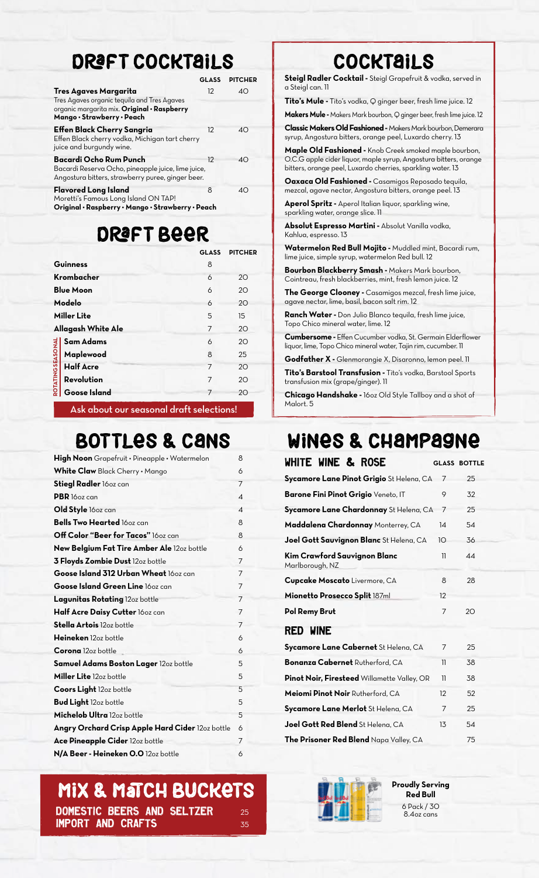## DRAFT COCKTAILS

| | GLASS | PITCHER |
|---|---|---|
| **Tres Agaves Margarita** Tres Agaves organic tequila and Tres Agaves organic margarita mix. **Original • Raspberry Mango • Strawberry • Peach** | 12 | 40 |
| **Effen Black Cherry Sangria** Effen Black cherry vodka, Michigan tart cherry juice and burgundy wine. | 12 | 40 |
| **Bacardi Ocho Rum Punch** Bacardi Reserva Ocho, pineapple juice, lime juice, Angostura bitters, strawberry puree, ginger beer. | 12 | 40 |
| **Flavored Long Island** Moretti's Famous Long Island ON TAP! **Original • Raspberry • Mango • Strawberry • Peach** | 8 | 40 |

## DRAFT BEER

| | GLASS | PITCHER |
|---|---|---|
| Guinness | 8 | |
| Krombacher | 6 | 20 |
| Blue Moon | 6 | 20 |
| Modelo | 6 | 20 |
| Miller Lite | 5 | 15 |
| Allagash White Ale | 7 | 20 |
| ROTATING SEASONAL: Sam Adams | 6 | 20 |
| ROTATING SEASONAL: Maplewood | 8 | 25 |
| ROTATING SEASONAL: Half Acre | 7 | 20 |
| ROTATING SEASONAL: Revolution | 7 | 20 |
| ROTATING SEASONAL: Goose Island | 7 | 20 |

Ask about our seasonal draft selections!

## BOTTLES & CANS

| | |
|---|---|
| **High Noon** Grapefruit • Pineapple • Watermelon | 8 |
| **White Claw** Black Cherry • Mango | 6 |
| **Stiegl Radler** 16oz can | 7 |
| **PBR** 16oz can | 4 |
| **Old Style** 16oz can | 4 |
| **Bells Two Hearted** 16oz can | 8 |
| **Off Color "Beer for Tacos"** 16oz can | 8 |
| **New Belgium Fat Tire Amber Ale** 12oz bottle | 6 |
| **3 Floyds Zombie Dust** 12oz bottle | 7 |
| **Goose Island 312 Urban Wheat** 16oz can | 7 |
| **Goose Island Green Line** 16oz can | 7 |
| **Lagunitas Rotating** 12oz bottle | 7 |
| **Half Acre Daisy Cutter** 16oz can | 7 |
| **Stella Artois** 12oz bottle | 7 |
| **Heineken** 12oz bottle | 6 |
| **Corona** 12oz bottle | 6 |
| **Samuel Adams Boston Lager** 12oz bottle | 5 |
| **Miller Lite** 12oz bottle | 5 |
| **Coors Light** 12oz bottle | 5 |
| **Bud Light** 12oz bottle | 5 |
| **Michelob Ultra** 12oz bottle | 5 |
| **Angry Orchard Crisp Apple Hard Cider** 12oz bottle | 6 |
| **Ace Pineapple Cider** 12oz bottle | 7 |
| **N/A Beer - Heineken 0.0** 12oz bottle | 6 |

## MIX & MATCH BUCKETS

| | |
|---|---|
| DOMESTIC BEERS AND SELTZER | 25 |
| IMPORT AND CRAFTS | 35 |

## COCKTAILS

**Steigl Radler Cocktail -** Steigl Grapefruit & vodka, served in a Steigl can. 11

**Tito's Mule -** Tito's vodka, Q ginger beer, fresh lime juice. 12

**Makers Mule -** Makers Mark bourbon, Q ginger beer, fresh lime juice. 12

**Classic Makers Old Fashioned -** Makers Mark bourbon, Demerara syrup, Angostura bitters, orange peel, Luxardo cherry. 13

**Maple Old Fashioned -** Knob Creek smoked maple bourbon, O.C.G apple cider liquor, maple syrup, Angostura bitters, orange bitters, orange peel, Luxardo cherries, sparkling water. 13

**Oaxaca Old Fashioned -** Casamigos Reposado tequila, mezcal, agave nectar, Angostura bitters, orange peel. 13

**Aperol Spritz -** Aperol Italian liquor, sparkling wine, sparkling water, orange slice. 11

**Absolut Espresso Martini -** Absolut Vanilla vodka, Kahlua, espresso. 13

**Watermelon Red Bull Mojito -** Muddled mint, Bacardi rum, lime juice, simple syrup, watermelon Red bull. 12

**Bourbon Blackberry Smash -** Makers Mark bourbon, Cointreau, fresh blackberries, mint, fresh lemon juice. 12

**The George Clooney -** Casamigos mezcal, fresh lime juice, agave nectar, lime, basil, bacon salt rim. 12

**Ranch Water -** Don Julio Blanco tequila, fresh lime juice, Topo Chico mineral water, lime. 12

**Cumbersome -** Effen Cucumber vodka, St. Germain Elderflower liquor, lime, Topo Chico mineral water, Tajin rim, cucumber. 11

**Godfather X -** Glenmorangie X, Disaronno, lemon peel. 11

**Tito's Barstool Transfusion -** Tito's vodka, Barstool Sports transfusion mix (grape/ginger). 11

**Chicago Handshake -** 16oz Old Style Tallboy and a shot of Malort. 5

## WINES & CHAMPAGNE

### WHITE WINE & ROSE

| | GLASS | BOTTLE |
|---|---|---|
| **Sycamore Lane Pinot Grigio** St Helena, CA | 7 | 25 |
| **Barone Fini Pinot Grigio** Veneto, IT | 9 | 32 |
| **Sycamore Lane Chardonnay** St Helena, CA | 7 | 25 |
| **Maddalena Chardonnay** Monterrey, CA | 14 | 54 |
| **Joel Gott Sauvignon Blanc** St Helena, CA | 10 | 36 |
| **Kim Crawford Sauvignon Blanc** Marlborough, NZ | 11 | 44 |
| **Cupcake Moscato** Livermore, CA | 8 | 28 |
| **Mionetto Prosecco Split** 187ml | 12 | |
| **Pol Remy Brut** | 7 | 20 |

### RED WINE

| | GLASS | BOTTLE |
|---|---|---|
| **Sycamore Lane Cabernet** St Helena, CA | 7 | 25 |
| **Bonanza Cabernet** Rutherford, CA | 11 | 38 |
| **Pinot Noir, Firesteed** Willamette Valley, OR | 11 | 38 |
| **Meiomi Pinot Noir** Rutherford, CA | 12 | 52 |
| **Sycamore Lane Merlot** St Helena, CA | 7 | 25 |
| **Joel Gott Red Blend** St Helena, CA | 13 | 54 |
| **The Prisoner Red Blend** Napa Valley, CA | | 75 |

**Proudly Serving Red Bull**
6 Pack / 30
8.4oz cans